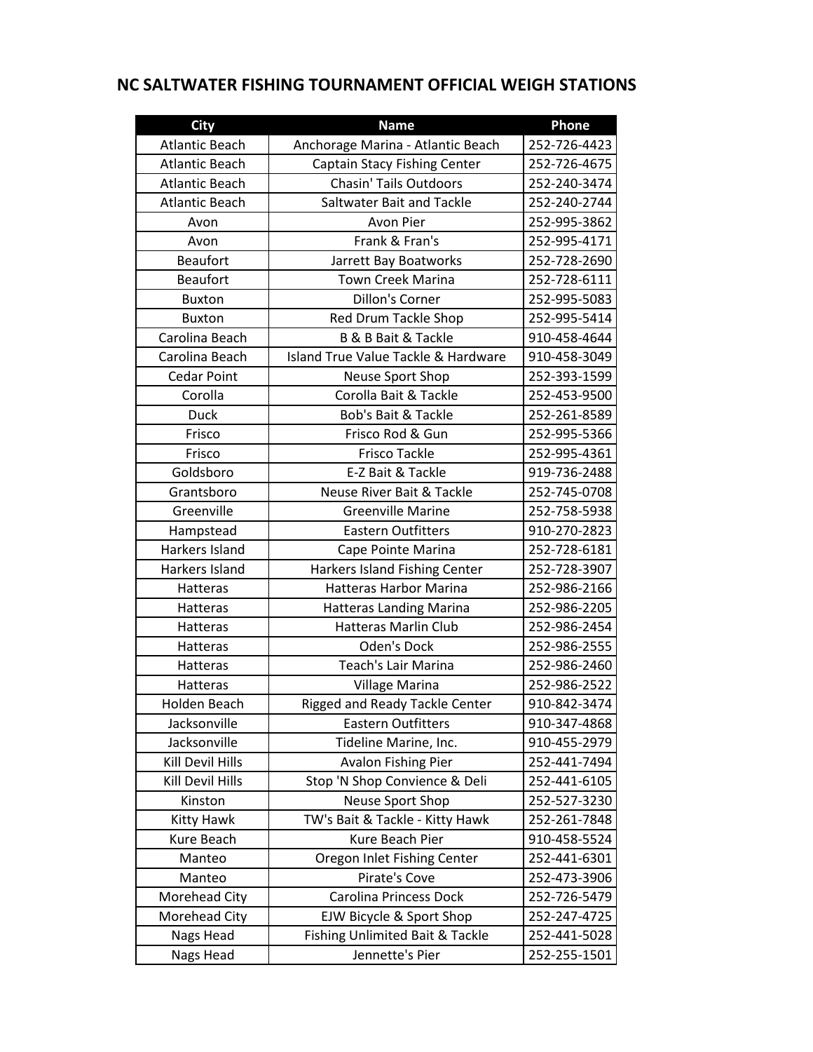# NC SALTWATER FISHING TOURNAMENT OFFICIAL WEIGH STATIONS

| City | Name | Phone |
|---|---|---|
| Atlantic Beach | Anchorage Marina - Atlantic Beach | 252-726-4423 |
| Atlantic Beach | Captain Stacy Fishing Center | 252-726-4675 |
| Atlantic Beach | Chasin' Tails Outdoors | 252-240-3474 |
| Atlantic Beach | Saltwater Bait and Tackle | 252-240-2744 |
| Avon | Avon Pier | 252-995-3862 |
| Avon | Frank & Fran's | 252-995-4171 |
| Beaufort | Jarrett Bay Boatworks | 252-728-2690 |
| Beaufort | Town Creek Marina | 252-728-6111 |
| Buxton | Dillon's Corner | 252-995-5083 |
| Buxton | Red Drum Tackle Shop | 252-995-5414 |
| Carolina Beach | B & B Bait & Tackle | 910-458-4644 |
| Carolina Beach | Island True Value Tackle & Hardware | 910-458-3049 |
| Cedar Point | Neuse Sport Shop | 252-393-1599 |
| Corolla | Corolla Bait & Tackle | 252-453-9500 |
| Duck | Bob's Bait & Tackle | 252-261-8589 |
| Frisco | Frisco Rod & Gun | 252-995-5366 |
| Frisco | Frisco Tackle | 252-995-4361 |
| Goldsboro | E-Z Bait & Tackle | 919-736-2488 |
| Grantsboro | Neuse River Bait & Tackle | 252-745-0708 |
| Greenville | Greenville Marine | 252-758-5938 |
| Hampstead | Eastern Outfitters | 910-270-2823 |
| Harkers Island | Cape Pointe Marina | 252-728-6181 |
| Harkers Island | Harkers Island Fishing Center | 252-728-3907 |
| Hatteras | Hatteras Harbor Marina | 252-986-2166 |
| Hatteras | Hatteras Landing Marina | 252-986-2205 |
| Hatteras | Hatteras Marlin Club | 252-986-2454 |
| Hatteras | Oden's Dock | 252-986-2555 |
| Hatteras | Teach's Lair Marina | 252-986-2460 |
| Hatteras | Village Marina | 252-986-2522 |
| Holden Beach | Rigged and Ready Tackle Center | 910-842-3474 |
| Jacksonville | Eastern Outfitters | 910-347-4868 |
| Jacksonville | Tideline Marine, Inc. | 910-455-2979 |
| Kill Devil Hills | Avalon Fishing Pier | 252-441-7494 |
| Kill Devil Hills | Stop 'N Shop Convience & Deli | 252-441-6105 |
| Kinston | Neuse Sport Shop | 252-527-3230 |
| Kitty Hawk | TW's Bait & Tackle - Kitty Hawk | 252-261-7848 |
| Kure Beach | Kure Beach Pier | 910-458-5524 |
| Manteo | Oregon Inlet Fishing Center | 252-441-6301 |
| Manteo | Pirate's Cove | 252-473-3906 |
| Morehead City | Carolina Princess Dock | 252-726-5479 |
| Morehead City | EJW Bicycle & Sport Shop | 252-247-4725 |
| Nags Head | Fishing Unlimited Bait & Tackle | 252-441-5028 |
| Nags Head | Jennette's Pier | 252-255-1501 |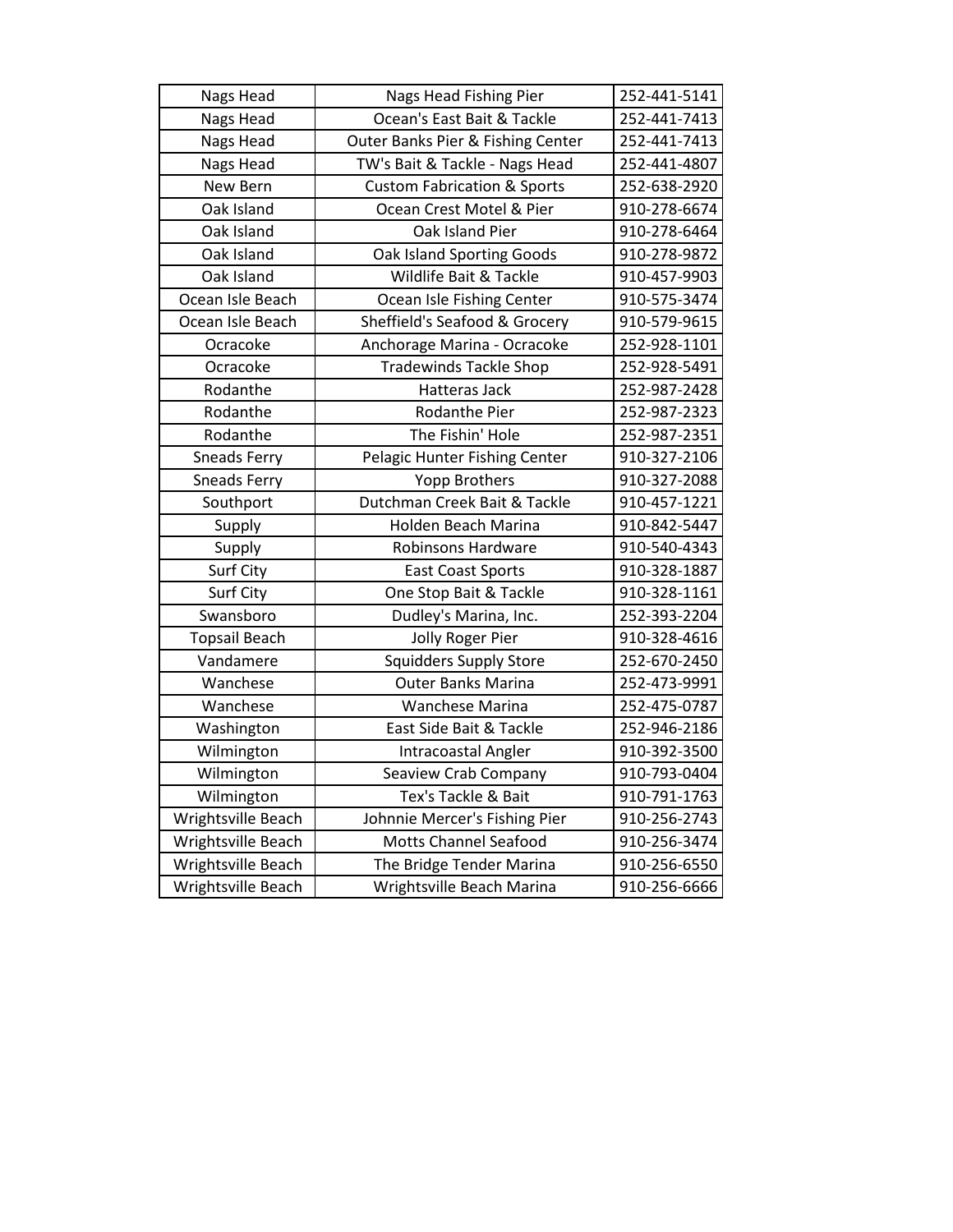| | | |
|---|---|---|
| Nags Head | Nags Head Fishing Pier | 252-441-5141 |
| Nags Head | Ocean's East Bait & Tackle | 252-441-7413 |
| Nags Head | Outer Banks Pier & Fishing Center | 252-441-7413 |
| Nags Head | TW's Bait & Tackle - Nags Head | 252-441-4807 |
| New Bern | Custom Fabrication & Sports | 252-638-2920 |
| Oak Island | Ocean Crest Motel & Pier | 910-278-6674 |
| Oak Island | Oak Island Pier | 910-278-6464 |
| Oak Island | Oak Island Sporting Goods | 910-278-9872 |
| Oak Island | Wildlife Bait & Tackle | 910-457-9903 |
| Ocean Isle Beach | Ocean Isle Fishing Center | 910-575-3474 |
| Ocean Isle Beach | Sheffield's Seafood & Grocery | 910-579-9615 |
| Ocracoke | Anchorage Marina - Ocracoke | 252-928-1101 |
| Ocracoke | Tradewinds Tackle Shop | 252-928-5491 |
| Rodanthe | Hatteras Jack | 252-987-2428 |
| Rodanthe | Rodanthe Pier | 252-987-2323 |
| Rodanthe | The Fishin' Hole | 252-987-2351 |
| Sneads Ferry | Pelagic Hunter Fishing Center | 910-327-2106 |
| Sneads Ferry | Yopp Brothers | 910-327-2088 |
| Southport | Dutchman Creek Bait & Tackle | 910-457-1221 |
| Supply | Holden Beach Marina | 910-842-5447 |
| Supply | Robinsons Hardware | 910-540-4343 |
| Surf City | East Coast Sports | 910-328-1887 |
| Surf City | One Stop Bait & Tackle | 910-328-1161 |
| Swansboro | Dudley's Marina, Inc. | 252-393-2204 |
| Topsail Beach | Jolly Roger Pier | 910-328-4616 |
| Vandamere | Squidders Supply Store | 252-670-2450 |
| Wanchese | Outer Banks Marina | 252-473-9991 |
| Wanchese | Wanchese Marina | 252-475-0787 |
| Washington | East Side Bait & Tackle | 252-946-2186 |
| Wilmington | Intracoastal Angler | 910-392-3500 |
| Wilmington | Seaview Crab Company | 910-793-0404 |
| Wilmington | Tex's Tackle & Bait | 910-791-1763 |
| Wrightsville Beach | Johnnie Mercer's Fishing Pier | 910-256-2743 |
| Wrightsville Beach | Motts Channel Seafood | 910-256-3474 |
| Wrightsville Beach | The Bridge Tender Marina | 910-256-6550 |
| Wrightsville Beach | Wrightsville Beach Marina | 910-256-6666 |